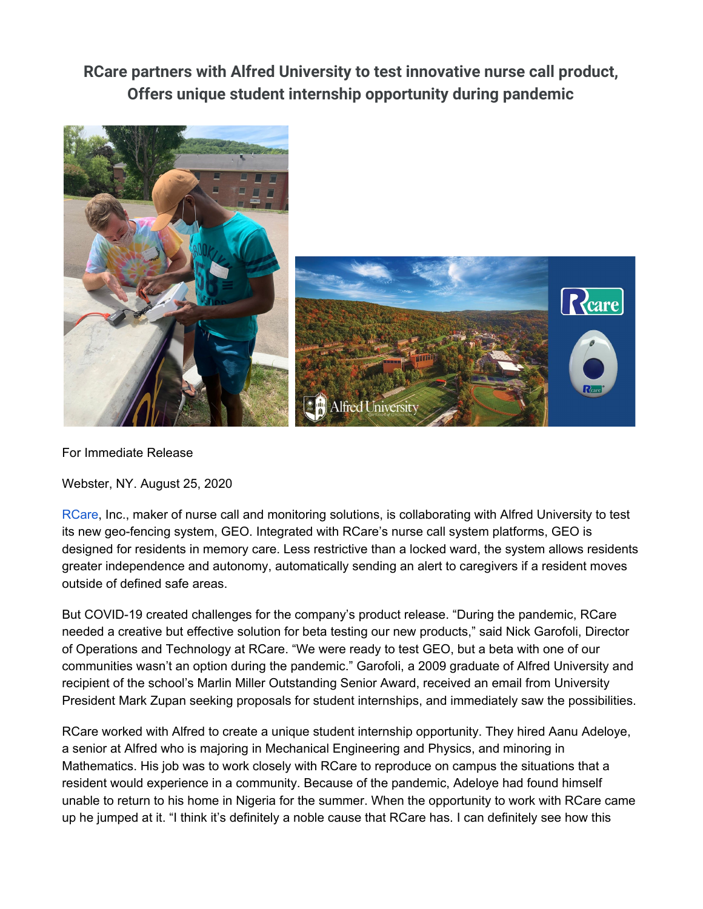# RCare partners with Alfred University to test innovative nurse call product, Offers unique student internship opportunity during pandemic

For Immediate Release

Webster, NY. August 25, 2020

RCare, Inc., maker of nurse call and monitoring solutions, is collaborating with Alfred University to test its new geo-fencing system, GEO. Integrated with RCare's nurse call system platforms, GEO is designed for residents in memory care. Less restrictive than a locked ward, the system allows residents greater independence and autonomy, automatically sending an alert to caregivers if a resident moves outside of defined safe areas.

But COVID-19 created challenges for the company's product release. "During the pandemic, RCare needed a creative but effective solution for beta testing our new products," said Nick Garofoli, Director of Operations and Technology at RCare. "We were ready to test GEO, but a beta with one of our communities wasn't an option during the pandemic." Garofoli, a 2009 graduate of Alfred University and recipient of the school's Marlin Miller Outstanding Senior Award, received an email from University President Mark Zupan seeking proposals for student internships, and immediately saw the possibilities.

RCare worked with Alfred to create a unique student internship opportunity. They hired Aanu Adeloye, a senior at Alfred who is majoring in Mechanical Engineering and Physics, and minoring in Mathematics. His job was to work closely with RCare to reproduce on campus the situations that a resident would experience in a community. Because of the pandemic, Adeloye had found himself unable to return to his home in Nigeria for the summer. When the opportunity to work with RCare came up he jumped at it. "I think it's definitely a noble cause that RCare has. I can definitely see how this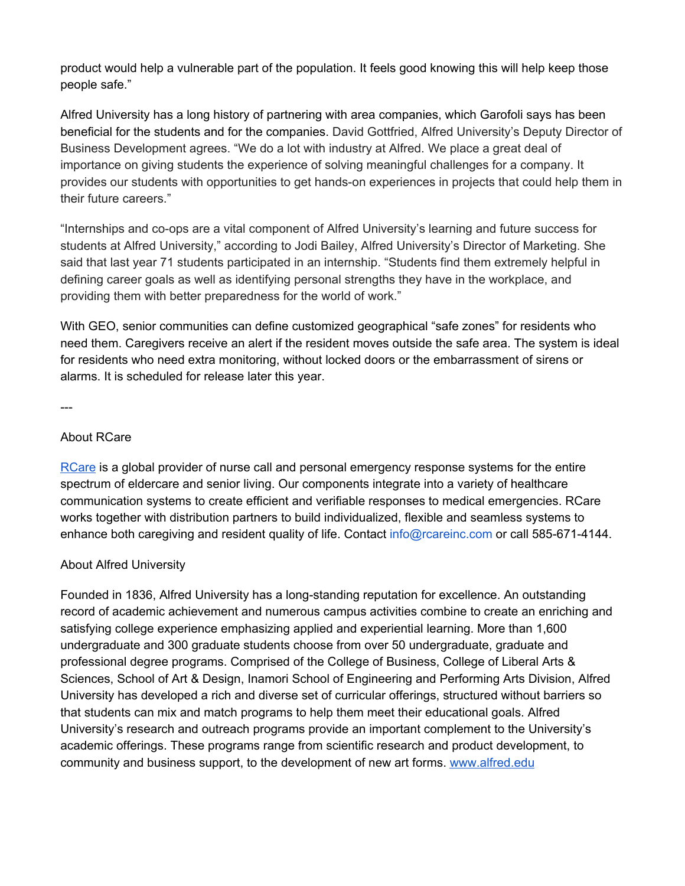product would help a vulnerable part of the population. It feels good knowing this will help keep those people safe."

Alfred University has a long history of partnering with area companies, which Garofoli says has been beneficial for the students and for the companies. David Gottfried, Alfred University's Deputy Director of Business Development agrees. "We do a lot with industry at Alfred. We place a great deal of importance on giving students the experience of solving meaningful challenges for a company. It provides our students with opportunities to get hands-on experiences in projects that could help them in their future careers."

"Internships and co-ops are a vital component of Alfred University's learning and future success for students at Alfred University," according to Jodi Bailey, Alfred University's Director of Marketing. She said that last year 71 students participated in an internship. "Students find them extremely helpful in defining career goals as well as identifying personal strengths they have in the workplace, and providing them with better preparedness for the world of work."

With GEO, senior communities can define customized geographical "safe zones" for residents who need them. Caregivers receive an alert if the resident moves outside the safe area. The system is ideal for residents who need extra monitoring, without locked doors or the embarrassment of sirens or alarms. It is scheduled for release later this year.

---

About RCare

[RCare](RCare) is a global provider of nurse call and personal emergency response systems for the entire spectrum of eldercare and senior living. Our components integrate into a variety of healthcare communication systems to create efficient and verifiable responses to medical emergencies. RCare works together with distribution partners to build individualized, flexible and seamless systems to enhance both caregiving and resident quality of life. Contact info@rcareinc.com or call 585-671-4144.

About Alfred University

Founded in 1836, Alfred University has a long-standing reputation for excellence. An outstanding record of academic achievement and numerous campus activities combine to create an enriching and satisfying college experience emphasizing applied and experiential learning. More than 1,600 undergraduate and 300 graduate students choose from over 50 undergraduate, graduate and professional degree programs. Comprised of the College of Business, College of Liberal Arts & Sciences, School of Art & Design, Inamori School of Engineering and Performing Arts Division, Alfred University has developed a rich and diverse set of curricular offerings, structured without barriers so that students can mix and match programs to help them meet their educational goals. Alfred University's research and outreach programs provide an important complement to the University's academic offerings. These programs range from scientific research and product development, to community and business support, to the development of new art forms. www.alfred.edu